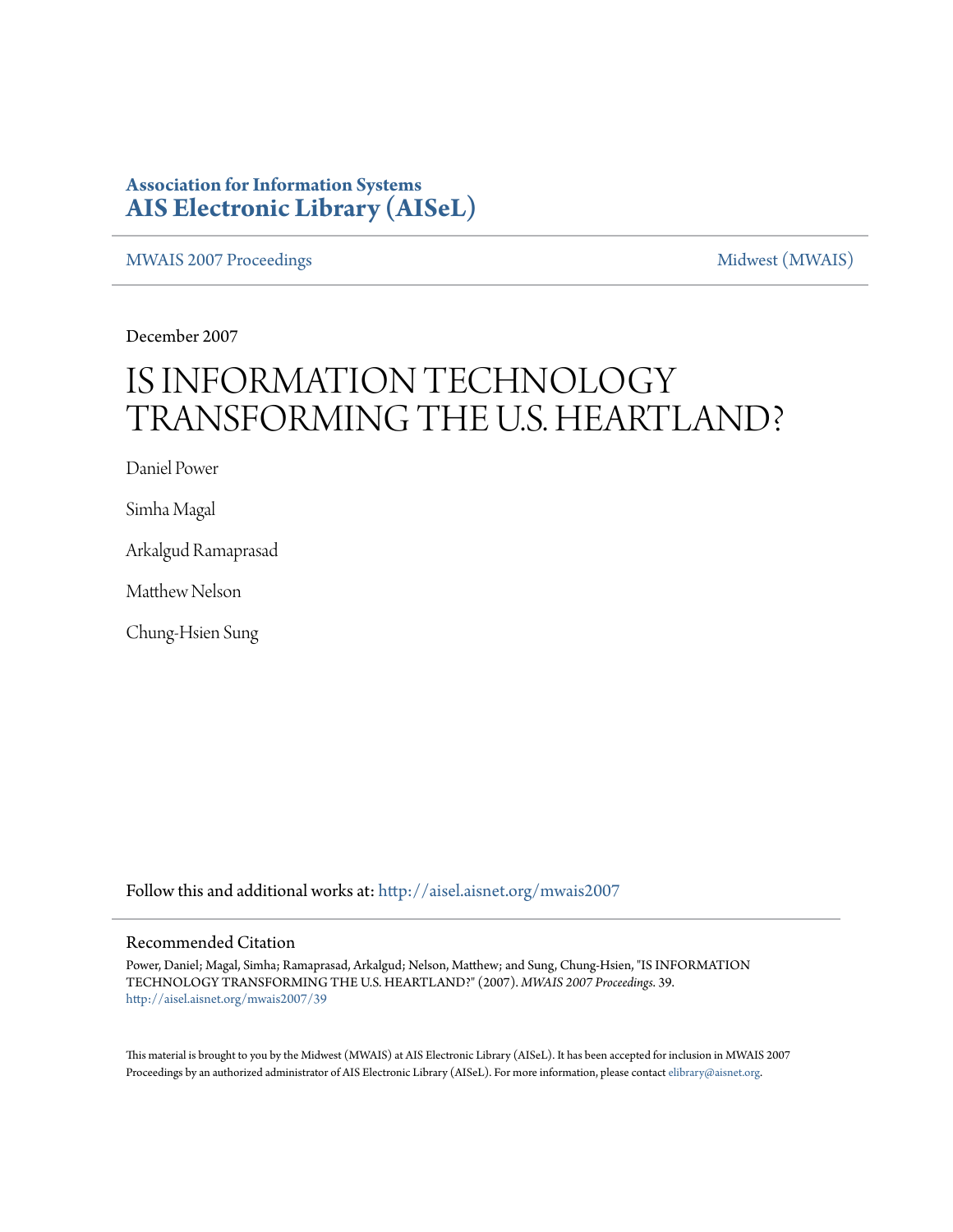# Association for Information Systems
# AIS Electronic Library (AISeL)

MWAIS 2007 Proceedings | Midwest (MWAIS)

December 2007

# IS INFORMATION TECHNOLOGY TRANSFORMING THE U.S. HEARTLAND?

Daniel Power

Simha Magal

Arkalgud Ramaprasad

Matthew Nelson

Chung-Hsien Sung

Follow this and additional works at: http://aisel.aisnet.org/mwais2007

## Recommended Citation

Power, Daniel; Magal, Simha; Ramaprasad, Arkalgud; Nelson, Matthew; and Sung, Chung-Hsien, "IS INFORMATION TECHNOLOGY TRANSFORMING THE U.S. HEARTLAND?" (2007). *MWAIS 2007 Proceedings*. 39.
http://aisel.aisnet.org/mwais2007/39

This material is brought to you by the Midwest (MWAIS) at AIS Electronic Library (AISeL). It has been accepted for inclusion in MWAIS 2007 Proceedings by an authorized administrator of AIS Electronic Library (AISeL). For more information, please contact elibrary@aisnet.org.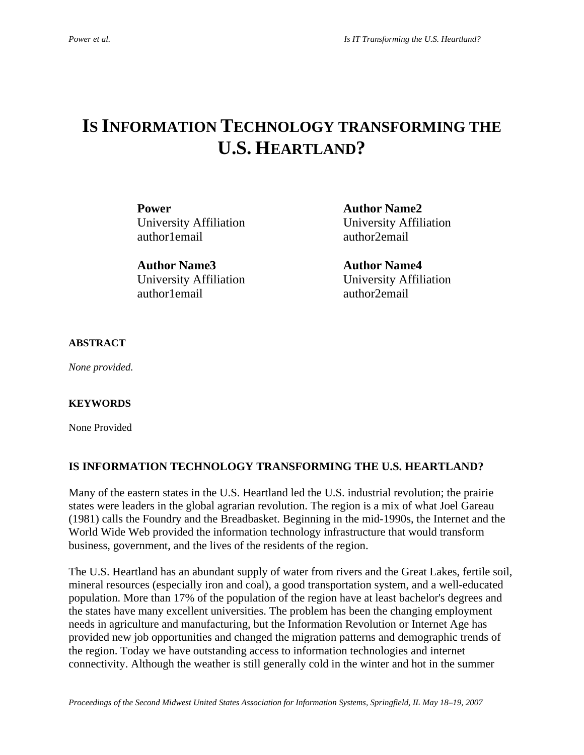# IS INFORMATION TECHNOLOGY TRANSFORMING THE U.S. HEARTLAND?

**Power**
University Affiliation
author1email

**Author Name2**
University Affiliation
author2email

**Author Name3**
University Affiliation
author1email

**Author Name4**
University Affiliation
author2email

## ABSTRACT

*None provided.*

## KEYWORDS

None Provided

## IS INFORMATION TECHNOLOGY TRANSFORMING THE U.S. HEARTLAND?

Many of the eastern states in the U.S. Heartland led the U.S. industrial revolution; the prairie states were leaders in the global agrarian revolution. The region is a mix of what Joel Gareau (1981) calls the Foundry and the Breadbasket. Beginning in the mid-1990s, the Internet and the World Wide Web provided the information technology infrastructure that would transform business, government, and the lives of the residents of the region.

The U.S. Heartland has an abundant supply of water from rivers and the Great Lakes, fertile soil, mineral resources (especially iron and coal), a good transportation system, and a well-educated population. More than 17% of the population of the region have at least bachelor's degrees and the states have many excellent universities. The problem has been the changing employment needs in agriculture and manufacturing, but the Information Revolution or Internet Age has provided new job opportunities and changed the migration patterns and demographic trends of the region. Today we have outstanding access to information technologies and internet connectivity. Although the weather is still generally cold in the winter and hot in the summer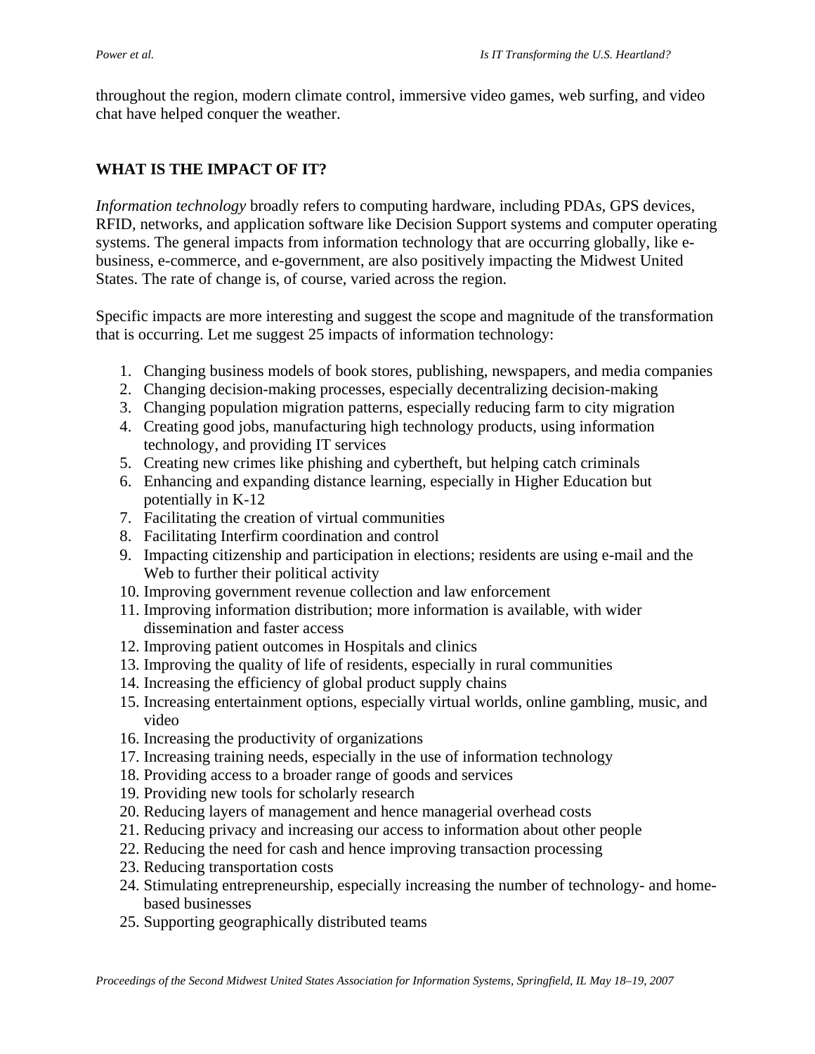throughout the region, modern climate control, immersive video games, web surfing, and video chat have helped conquer the weather.

## WHAT IS THE IMPACT OF IT?

*Information technology* broadly refers to computing hardware, including PDAs, GPS devices, RFID, networks, and application software like Decision Support systems and computer operating systems. The general impacts from information technology that are occurring globally, like e-business, e-commerce, and e-government, are also positively impacting the Midwest United States. The rate of change is, of course, varied across the region.

Specific impacts are more interesting and suggest the scope and magnitude of the transformation that is occurring. Let me suggest 25 impacts of information technology:

1. Changing business models of book stores, publishing, newspapers, and media companies
2. Changing decision-making processes, especially decentralizing decision-making
3. Changing population migration patterns, especially reducing farm to city migration
4. Creating good jobs, manufacturing high technology products, using information technology, and providing IT services
5. Creating new crimes like phishing and cybertheft, but helping catch criminals
6. Enhancing and expanding distance learning, especially in Higher Education but potentially in K-12
7. Facilitating the creation of virtual communities
8. Facilitating Interfirm coordination and control
9. Impacting citizenship and participation in elections; residents are using e-mail and the Web to further their political activity
10. Improving government revenue collection and law enforcement
11. Improving information distribution; more information is available, with wider dissemination and faster access
12. Improving patient outcomes in Hospitals and clinics
13. Improving the quality of life of residents, especially in rural communities
14. Increasing the efficiency of global product supply chains
15. Increasing entertainment options, especially virtual worlds, online gambling, music, and video
16. Increasing the productivity of organizations
17. Increasing training needs, especially in the use of information technology
18. Providing access to a broader range of goods and services
19. Providing new tools for scholarly research
20. Reducing layers of management and hence managerial overhead costs
21. Reducing privacy and increasing our access to information about other people
22. Reducing the need for cash and hence improving transaction processing
23. Reducing transportation costs
24. Stimulating entrepreneurship, especially increasing the number of technology- and home-based businesses
25. Supporting geographically distributed teams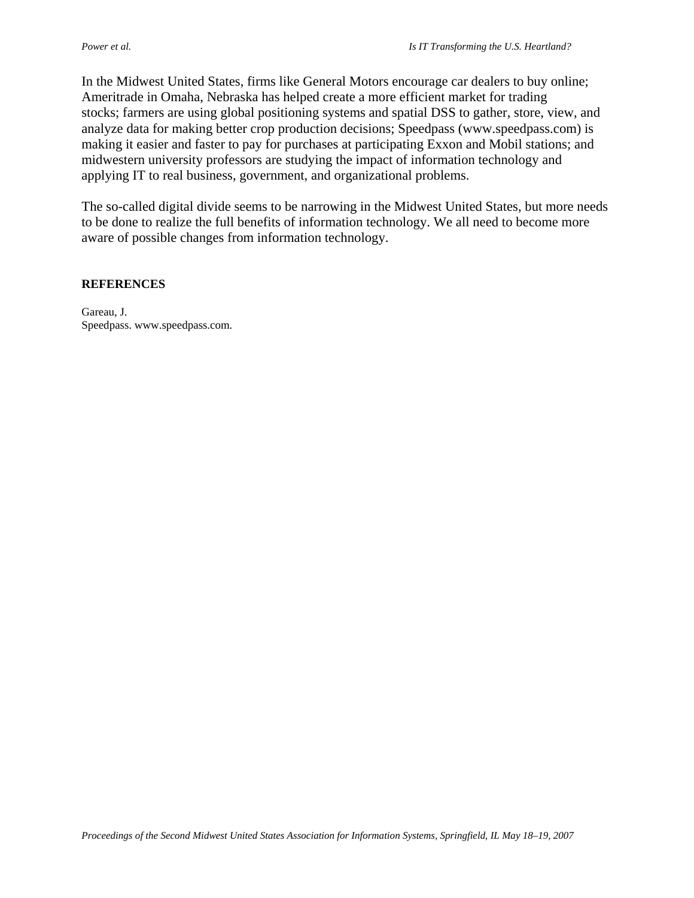In the Midwest United States, firms like General Motors encourage car dealers to buy online; Ameritrade in Omaha, Nebraska has helped create a more efficient market for trading stocks; farmers are using global positioning systems and spatial DSS to gather, store, view, and analyze data for making better crop production decisions; Speedpass (www.speedpass.com) is making it easier and faster to pay for purchases at participating Exxon and Mobil stations; and midwestern university professors are studying the impact of information technology and applying IT to real business, government, and organizational problems.

The so-called digital divide seems to be narrowing in the Midwest United States, but more needs to be done to realize the full benefits of information technology. We all need to become more aware of possible changes from information technology.

## REFERENCES

Gareau, J.
Speedpass. www.speedpass.com.